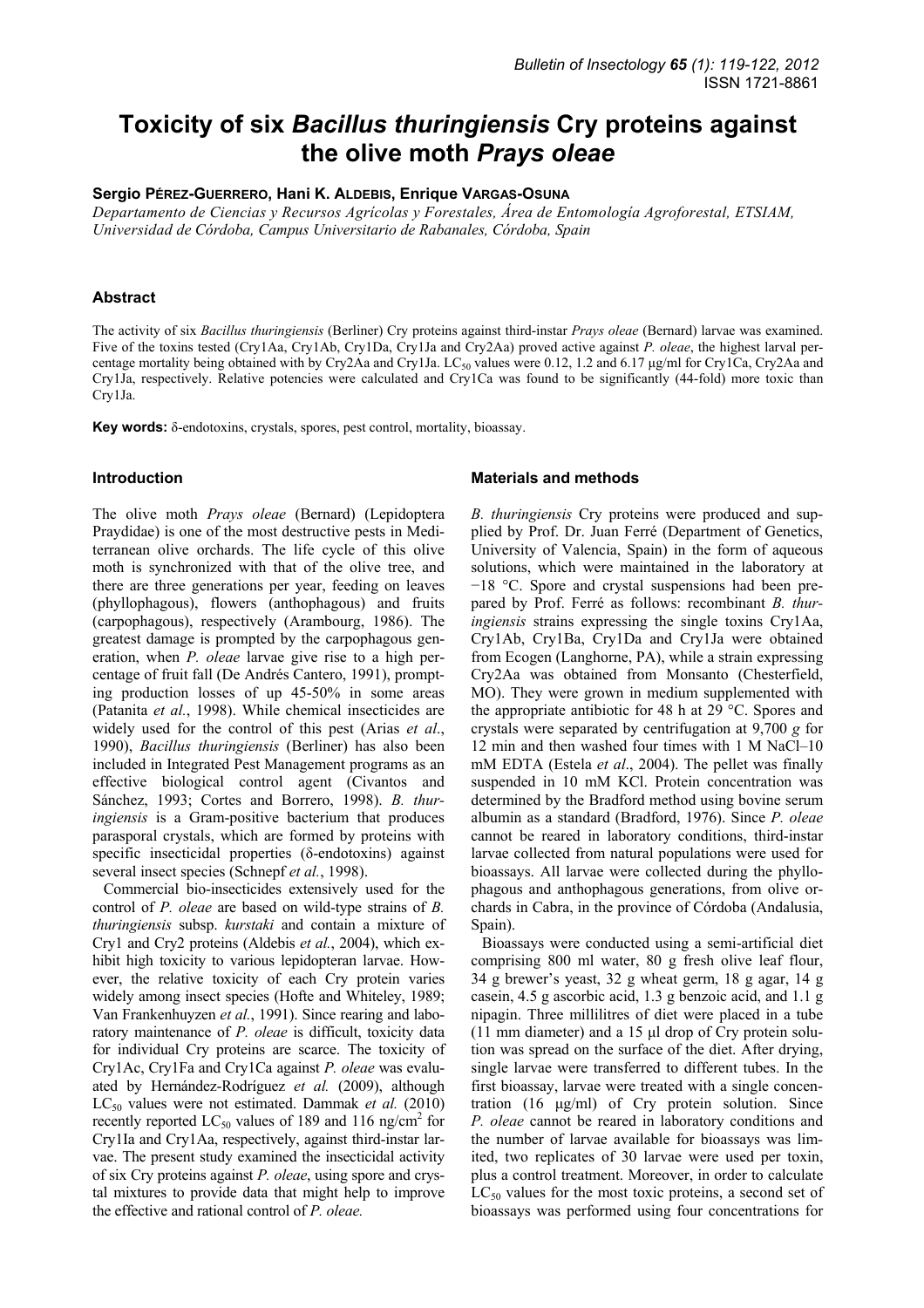# Toxicity of six *Bacillus thuringiensis* Cry proteins against the olive moth *Prays oleae*

**Sergio Pérez-Guerrero, Hani K. Aldebis, Enrique Vargas-Osuna**

*Departamento de Ciencias y Recursos Agrícolas y Forestales, Área de Entomología Agroforestal, ETSIAM, Universidad de Córdoba, Campus Universitario de Rabanales, Córdoba, Spain*

## Abstract

The activity of six *Bacillus thuringiensis* (Berliner) Cry proteins against third-instar *Prays oleae* (Bernard) larvae was examined. Five of the toxins tested (Cry1Aa, Cry1Ab, Cry1Da, Cry1Ja and Cry2Aa) proved active against *P. oleae*, the highest larval percentage mortality being obtained with by Cry2Aa and Cry1Ja. $LC_{50}$ values were 0.12, 1.2 and 6.17 μg/ml for Cry1Ca, Cry2Aa and Cry1Ja, respectively. Relative potencies were calculated and Cry1Ca was found to be significantly (44-fold) more toxic than Cry1Ja.

**Key words:** δ-endotoxins, crystals, spores, pest control, mortality, bioassay.

## Introduction

The olive moth *Prays oleae* (Bernard) (Lepidoptera Praydidae) is one of the most destructive pests in Mediterranean olive orchards. The life cycle of this olive moth is synchronized with that of the olive tree, and there are three generations per year, feeding on leaves (phyllophagous), flowers (anthophagous) and fruits (carpophagous), respectively (Arambourg, 1986). The greatest damage is prompted by the carpophagous generation, when *P. oleae* larvae give rise to a high percentage of fruit fall (De Andrés Cantero, 1991), prompting production losses of up 45-50% in some areas (Patanita *et al.*, 1998). While chemical insecticides are widely used for the control of this pest (Arias *et al.*, 1990), *Bacillus thuringiensis* (Berliner) has also been included in Integrated Pest Management programs as an effective biological control agent (Civantos and Sánchez, 1993; Cortes and Borrero, 1998). *B. thuringiensis* is a Gram-positive bacterium that produces parasporal crystals, which are formed by proteins with specific insecticidal properties (δ-endotoxins) against several insect species (Schnepf *et al.*, 1998).

Commercial bio-insecticides extensively used for the control of *P. oleae* are based on wild-type strains of *B. thuringiensis* subsp. *kurstaki* and contain a mixture of Cry1 and Cry2 proteins (Aldebis *et al.*, 2004), which exhibit high toxicity to various lepidopteran larvae. However, the relative toxicity of each Cry protein varies widely among insect species (Hofte and Whiteley, 1989; Van Frankenhuyzen *et al.*, 1991). Since rearing and laboratory maintenance of *P. oleae* is difficult, toxicity data for individual Cry proteins are scarce. The toxicity of Cry1Ac, Cry1Fa and Cry1Ca against *P. oleae* was evaluated by Hernández-Rodríguez *et al.* (2009), although $LC_{50}$ values were not estimated. Dammak *et al.* (2010) recently reported $LC_{50}$ values of 189 and 116 ng/cm$^2$ for Cry1Ia and Cry1Aa, respectively, against third-instar larvae. The present study examined the insecticidal activity of six Cry proteins against *P. oleae*, using spore and crystal mixtures to provide data that might help to improve the effective and rational control of *P. oleae.*

## Materials and methods

*B. thuringiensis* Cry proteins were produced and supplied by Prof. Dr. Juan Ferré (Department of Genetics, University of Valencia, Spain) in the form of aqueous solutions, which were maintained in the laboratory at −18 °C. Spore and crystal suspensions had been prepared by Prof. Ferré as follows: recombinant *B. thuringiensis* strains expressing the single toxins Cry1Aa, Cry1Ab, Cry1Ba, Cry1Da and Cry1Ja were obtained from Ecogen (Langhorne, PA), while a strain expressing Cry2Aa was obtained from Monsanto (Chesterfield, MO). They were grown in medium supplemented with the appropriate antibiotic for 48 h at 29 °C. Spores and crystals were separated by centrifugation at 9,700 *g* for 12 min and then washed four times with 1 M NaCl–10 mM EDTA (Estela *et al.*, 2004). The pellet was finally suspended in 10 mM KCl. Protein concentration was determined by the Bradford method using bovine serum albumin as a standard (Bradford, 1976). Since *P. oleae* cannot be reared in laboratory conditions, third-instar larvae collected from natural populations were used for bioassays. All larvae were collected during the phyllophagous and anthophagous generations, from olive orchards in Cabra, in the province of Córdoba (Andalusia, Spain).

Bioassays were conducted using a semi-artificial diet comprising 800 ml water, 80 g fresh olive leaf flour, 34 g brewer's yeast, 32 g wheat germ, 18 g agar, 14 g casein, 4.5 g ascorbic acid, 1.3 g benzoic acid, and 1.1 g nipagin. Three millilitres of diet were placed in a tube (11 mm diameter) and a 15 μl drop of Cry protein solution was spread on the surface of the diet. After drying, single larvae were transferred to different tubes. In the first bioassay, larvae were treated with a single concentration (16 μg/ml) of Cry protein solution. Since *P. oleae* cannot be reared in laboratory conditions and the number of larvae available for bioassays was limited, two replicates of 30 larvae were used per toxin, plus a control treatment. Moreover, in order to calculate $LC_{50}$ values for the most toxic proteins, a second set of bioassays was performed using four concentrations for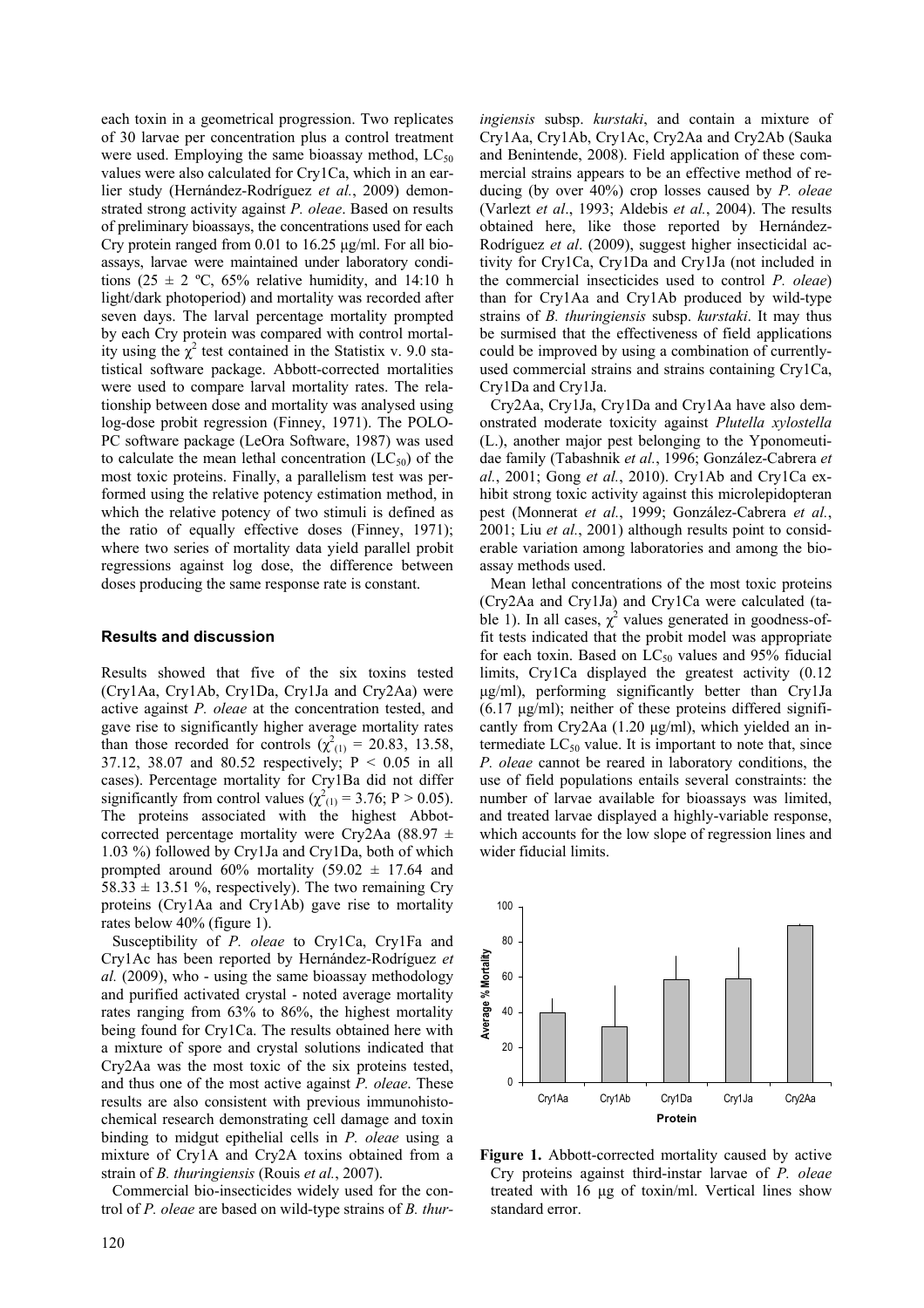each toxin in a geometrical progression. Two replicates of 30 larvae per concentration plus a control treatment were used. Employing the same bioassay method, $LC_{50}$ values were also calculated for Cry1Ca, which in an earlier study (Hernández-Rodríguez *et al.*, 2009) demonstrated strong activity against *P. oleae*. Based on results of preliminary bioassays, the concentrations used for each Cry protein ranged from 0.01 to 16.25 µg/ml. For all bioassays, larvae were maintained under laboratory conditions (25 ± 2 ºC, 65% relative humidity, and 14:10 h light/dark photoperiod) and mortality was recorded after seven days. The larval percentage mortality prompted by each Cry protein was compared with control mortality using the $\chi^2$ test contained in the Statistix v. 9.0 statistical software package. Abbott-corrected mortalities were used to compare larval mortality rates. The relationship between dose and mortality was analysed using log-dose probit regression (Finney, 1971). The POLO-PC software package (LeOra Software, 1987) was used to calculate the mean lethal concentration ($LC_{50}$) of the most toxic proteins. Finally, a parallelism test was performed using the relative potency estimation method, in which the relative potency of two stimuli is defined as the ratio of equally effective doses (Finney, 1971); where two series of mortality data yield parallel probit regressions against log dose, the difference between doses producing the same response rate is constant.

## Results and discussion

Results showed that five of the six toxins tested (Cry1Aa, Cry1Ab, Cry1Da, Cry1Ja and Cry2Aa) were active against *P. oleae* at the concentration tested, and gave rise to significantly higher average mortality rates than those recorded for controls ($\chi^2_{(1)}$ = 20.83, 13.58, 37.12, 38.07 and 80.52 respectively; $P < 0.05$ in all cases). Percentage mortality for Cry1Ba did not differ significantly from control values ($\chi^2_{(1)}$ = 3.76; $P > 0.05$). The proteins associated with the highest Abbott-corrected percentage mortality were Cry2Aa (88.97 ± 1.03 %) followed by Cry1Ja and Cry1Da, both of which prompted around 60% mortality (59.02 ± 17.64 and 58.33 ± 13.51 %, respectively). The two remaining Cry proteins (Cry1Aa and Cry1Ab) gave rise to mortality rates below 40% (figure 1).

Susceptibility of *P. oleae* to Cry1Ca, Cry1Fa and Cry1Ac has been reported by Hernández-Rodríguez *et al.* (2009), who - using the same bioassay methodology and purified activated crystal - noted average mortality rates ranging from 63% to 86%, the highest mortality being found for Cry1Ca. The results obtained here with a mixture of spore and crystal solutions indicated that Cry2Aa was the most toxic of the six proteins tested, and thus one of the most active against *P. oleae*. These results are also consistent with previous immunohistochemical research demonstrating cell damage and toxin binding to midgut epithelial cells in *P. oleae* using a mixture of Cry1A and Cry2A toxins obtained from a strain of *B. thuringiensis* (Rouis *et al.*, 2007).

Commercial bio-insecticides widely used for the control of *P. oleae* are based on wild-type strains of *B. thuringiensis* subsp. *kurstaki*, and contain a mixture of Cry1Aa, Cry1Ab, Cry1Ac, Cry2Aa and Cry2Ab (Sauka and Benintende, 2008). Field application of these commercial strains appears to be an effective method of reducing (by over 40%) crop losses caused by *P. oleae* (Varlezt *et al*., 1993; Aldebis *et al.*, 2004). The results obtained here, like those reported by Hernández-Rodríguez *et al*. (2009), suggest higher insecticidal activity for Cry1Ca, Cry1Da and Cry1Ja (not included in the commercial insecticides used to control *P. oleae*) than for Cry1Aa and Cry1Ab produced by wild-type strains of *B. thuringiensis* subsp. *kurstaki*. It may thus be surmised that the effectiveness of field applications could be improved by using a combination of currently-used commercial strains and strains containing Cry1Ca, Cry1Da and Cry1Ja.

Cry2Aa, Cry1Ja, Cry1Da and Cry1Aa have also demonstrated moderate toxicity against *Plutella xylostella* (L.), another major pest belonging to the Yponomeutidae family (Tabashnik *et al.*, 1996; González-Cabrera *et al.*, 2001; Gong *et al.*, 2010). Cry1Ab and Cry1Ca exhibit strong toxic activity against this microlepidopteran pest (Monnerat *et al.*, 1999; González-Cabrera *et al.*, 2001; Liu *et al.*, 2001) although results point to considerable variation among laboratories and among the bioassay methods used.

Mean lethal concentrations of the most toxic proteins (Cry2Aa and Cry1Ja) and Cry1Ca were calculated (table 1). In all cases, $\chi^2$ values generated in goodness-of-fit tests indicated that the probit model was appropriate for each toxin. Based on $LC_{50}$ values and 95% fiducial limits, Cry1Ca displayed the greatest activity (0.12 µg/ml), performing significantly better than Cry1Ja (6.17 µg/ml); neither of these proteins differed significantly from Cry2Aa (1.20 µg/ml), which yielded an intermediate $LC_{50}$ value. It is important to note that, since *P. oleae* cannot be reared in laboratory conditions, the use of field populations entails several constraints: the number of larvae available for bioassays was limited, and treated larvae displayed a highly-variable response, which accounts for the low slope of regression lines and wider fiducial limits.

**Figure 1.** Abbott-corrected mortality caused by active Cry proteins against third-instar larvae of *P. oleae* treated with 16 µg of toxin/ml. Vertical lines show standard error.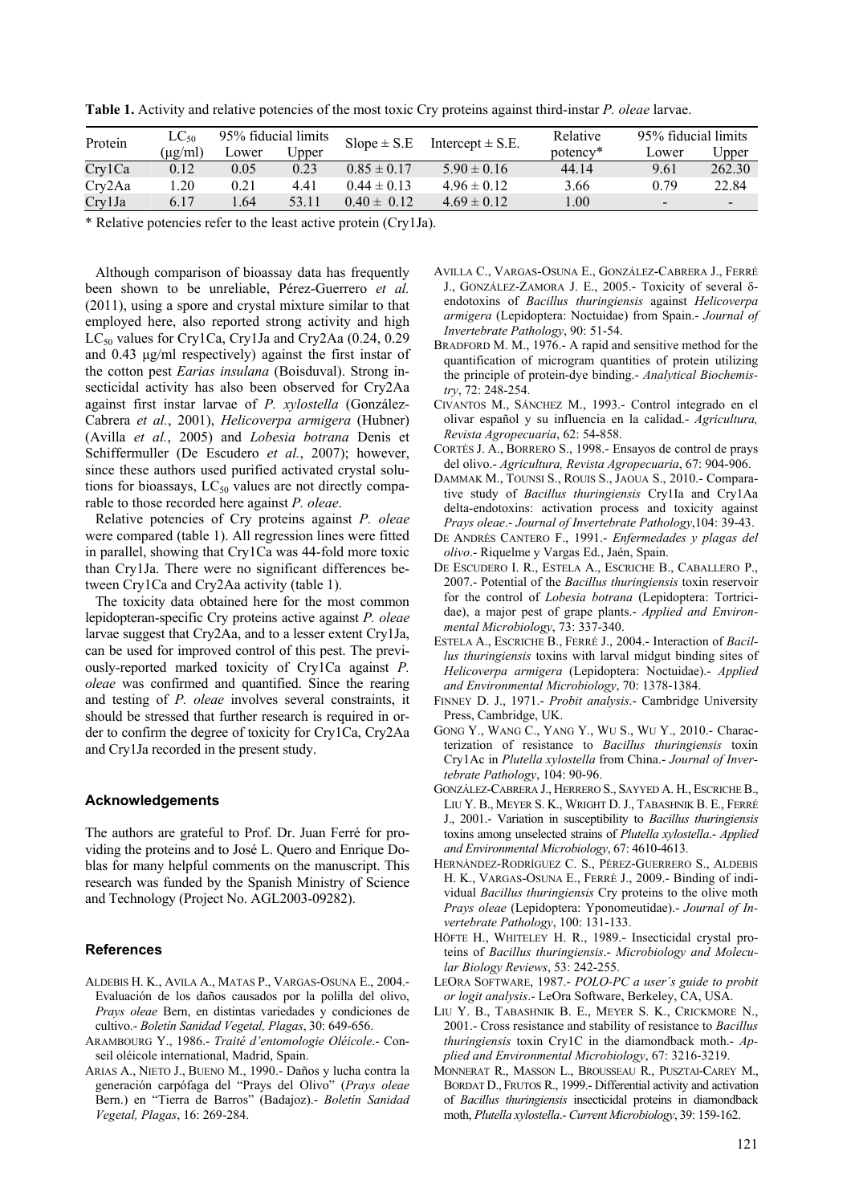**Table 1.** Activity and relative potencies of the most toxic Cry proteins against third-instar *P. oleae* larvae.

| Protein | $LC_{50}$ (μg/ml) | 95% fiducial limits | | Slope ± S.E | Intercept ± S.E. | Relative potency* | 95% fiducial limits | |
|---|---|---|---|---|---|---|---|---|
| | | Lower | Upper | | | | Lower | Upper |
| Cry1Ca | 0.12 | 0.05 | 0.23 | 0.85 ± 0.17 | 5.90 ± 0.16 | 44.14 | 9.61 | 262.30 |
| Cry2Aa | 1.20 | 0.21 | 4.41 | 0.44 ± 0.13 | 4.96 ± 0.12 | 3.66 | 0.79 | 22.84 |
| Cry1Ja | 6.17 | 1.64 | 53.11 | 0.40 ± 0.12 | 4.69 ± 0.12 | 1.00 | - | - |

\* Relative potencies refer to the least active protein (Cry1Ja).

Although comparison of bioassay data has frequently been shown to be unreliable, Pérez-Guerrero *et al.* (2011), using a spore and crystal mixture similar to that employed here, also reported strong activity and high $LC_{50}$ values for Cry1Ca, Cry1Ja and Cry2Aa (0.24, 0.29 and 0.43 μg/ml respectively) against the first instar of the cotton pest *Earias insulana* (Boisduval). Strong insecticidal activity has also been observed for Cry2Aa against first instar larvae of *P. xylostella* (González-Cabrera *et al.*, 2001), *Helicoverpa armigera* (Hubner) (Avilla *et al.*, 2005) and *Lobesia botrana* Denis et Schiffermuller (De Escudero *et al.*, 2007); however, since these authors used purified activated crystal solutions for bioassays, $LC_{50}$ values are not directly comparable to those recorded here against *P. oleae*.

Relative potencies of Cry proteins against *P. oleae* were compared (table 1). All regression lines were fitted in parallel, showing that Cry1Ca was 44-fold more toxic than Cry1Ja. There were no significant differences between Cry1Ca and Cry2Aa activity (table 1).

The toxicity data obtained here for the most common lepidopteran-specific Cry proteins active against *P. oleae* larvae suggest that Cry2Aa, and to a lesser extent Cry1Ja, can be used for improved control of this pest. The previously-reported marked toxicity of Cry1Ca against *P. oleae* was confirmed and quantified. Since the rearing and testing of *P. oleae* involves several constraints, it should be stressed that further research is required in order to confirm the degree of toxicity for Cry1Ca, Cry2Aa and Cry1Ja recorded in the present study.

## Acknowledgements

The authors are grateful to Prof. Dr. Juan Ferré for providing the proteins and to José L. Quero and Enrique Doblas for many helpful comments on the manuscript. This research was funded by the Spanish Ministry of Science and Technology (Project No. AGL2003-09282).

## References

ALDEBIS H. K., AVILA A., MATAS P., VARGAS-OSUNA E., 2004.- Evaluación de los daños causados por la polilla del olivo, *Prays oleae* Bern, en distintas variedades y condiciones de cultivo.- *Boletín Sanidad Vegetal, Plagas*, 30: 649-656.

ARAMBOURG Y., 1986.- *Traité d'entomologie Oléicole*.- Conseil oléicole international, Madrid, Spain.

ARIAS A., NIETO J., BUENO M., 1990.- Daños y lucha contra la generación carpófaga del "Prays del Olivo" (*Prays oleae* Bern.) en "Tierra de Barros" (Badajoz).- *Boletín Sanidad Vegetal, Plagas*, 16: 269-284.

AVILLA C., VARGAS-OSUNA E., GONZÁLEZ-CABRERA J., FERRÉ J., GONZÁLEZ-ZAMORA J. E., 2005.- Toxicity of several δ-endotoxins of *Bacillus thuringiensis* against *Helicoverpa armigera* (Lepidoptera: Noctuidae) from Spain.- *Journal of Invertebrate Pathology*, 90: 51-54.

BRADFORD M. M., 1976.- A rapid and sensitive method for the quantification of microgram quantities of protein utilizing the principle of protein-dye binding.- *Analytical Biochemistry*, 72: 248-254.

CIVANTOS M., SÁNCHEZ M., 1993.- Control integrado en el olivar español y su influencia en la calidad.- *Agricultura, Revista Agropecuaria*, 62: 54-858.

CORTÉS J. A., BORRERO S., 1998.- Ensayos de control de prays del olivo.- *Agricultura, Revista Agropecuaria*, 67: 904-906.

DAMMAK M., TOUNSI S., ROUIS S., JAOUA S., 2010.- Comparative study of *Bacillus thuringiensis* Cry1Ia and Cry1Aa delta-endotoxins: activation process and toxicity against *Prays oleae*.- *Journal of Invertebrate Pathology*,104: 39-43.

DE ANDRÉS CANTERO F., 1991.- *Enfermedades y plagas del olivo*.- Riquelme y Vargas Ed., Jaén, Spain.

DE ESCUDERO I. R., ESTELA A., ESCRICHE B., CABALLERO P., 2007.- Potential of the *Bacillus thuringiensis* toxin reservoir for the control of *Lobesia botrana* (Lepidoptera: Tortricidae), a major pest of grape plants.- *Applied and Environmental Microbiology*, 73: 337-340.

ESTELA A., ESCRICHE B., FERRÉ J., 2004.- Interaction of *Bacillus thuringiensis* toxins with larval midgut binding sites of *Helicoverpa armigera* (Lepidoptera: Noctuidae).- *Applied and Environmental Microbiology*, 70: 1378-1384.

FINNEY D. J., 1971.- *Probit analysis*.- Cambridge University Press, Cambridge, UK.

GONG Y., WANG C., YANG Y., WU S., WU Y., 2010.- Characterization of resistance to *Bacillus thuringiensis* toxin Cry1Ac in *Plutella xylostella* from China.- *Journal of Invertebrate Pathology*, 104: 90-96.

GONZÁLEZ-CABRERA J., HERRERO S., SAYYED A. H., ESCRICHE B., LIU Y. B., MEYER S. K., WRIGHT D. J., TABASHNIK B. E., FERRÉ J., 2001.- Variation in susceptibility to *Bacillus thuringiensis* toxins among unselected strains of *Plutella xylostella*.- *Applied and Environmental Microbiology*, 67: 4610-4613.

HERNÁNDEZ-RODRÍGUEZ C. S., PÉREZ-GUERRERO S., ALDEBIS H. K., VARGAS-OSUNA E., FERRÉ J., 2009.- Binding of individual *Bacillus thuringiensis* Cry proteins to the olive moth *Prays oleae* (Lepidoptera: Yponomeutidae).- *Journal of Invertebrate Pathology*, 100: 131-133.

HÖFTE H., WHITELEY H. R., 1989.- Insecticidal crystal proteins of *Bacillus thuringiensis*.- *Microbiology and Molecular Biology Reviews*, 53: 242-255.

LEORA SOFTWARE, 1987.- *POLO-PC a user´s guide to probit or logit analysis*.- LeOra Software, Berkeley, CA, USA.

LIU Y. B., TABASHNIK B. E., MEYER S. K., CRICKMORE N., 2001.- Cross resistance and stability of resistance to *Bacillus thuringiensis* toxin Cry1C in the diamondback moth.- *Applied and Environmental Microbiology*, 67: 3216-3219.

MONNERAT R., MASSON L., BROUSSEAU R., PUSZTAI-CAREY M., BORDAT D., FRUTOS R., 1999.- Differential activity and activation of *Bacillus thuringiensis* insecticidal proteins in diamondback moth, *Plutella xylostella*.- *Current Microbiology*, 39: 159-162.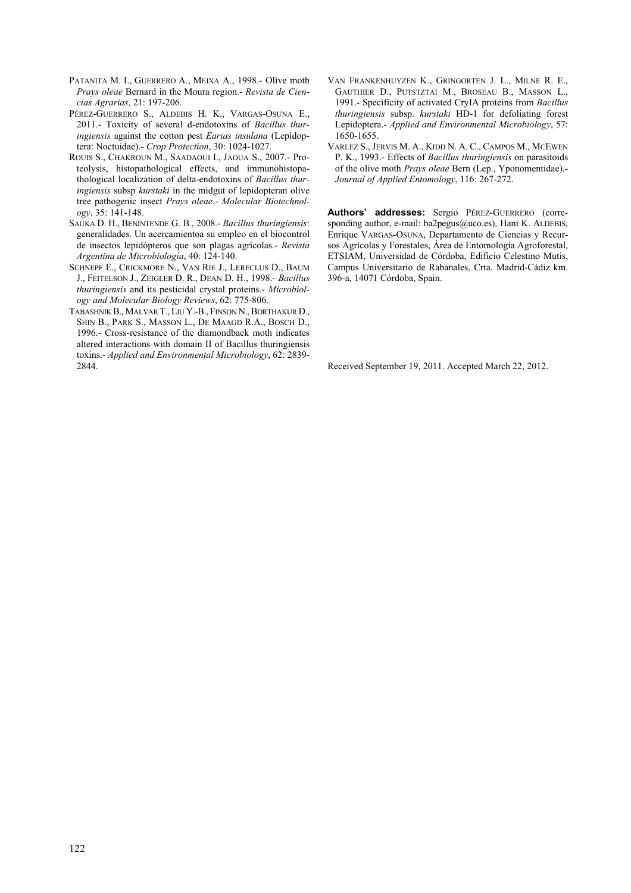PATANITA M. I., GUERRERO A., MEIXA A., 1998.- Olive moth *Prays oleae* Bernard in the Moura region.- *Revista de Ciencias Agrarias*, 21: 197-206.

PÉREZ-GUERRERO S., ALDEBIS H. K., VARGAS-OSUNA E., 2011.- Toxicity of several d-endotoxins of *Bacillus thuringiensis* against the cotton pest *Earias insulana* (Lepidoptera: Noctuidae).- *Crop Protection*, 30: 1024-1027.

ROUIS S., CHAKROUN M., SAADAOUI I., JAOUA S., 2007.- Proteolysis, histopathological effects, and immunohistopathological localization of delta-endotoxins of *Bacillus thuringiensis* subsp *kurstaki* in the midgut of lepidopteran olive tree pathogenic insect *Prays oleae*.- *Molecular Biotechnology*, 35: 141-148.

SAUKA D. H., BENINTENDE G. B., 2008.- *Bacillus thuringiensis*: generalidades. Un acercamientoa su empleo en el biocontrol de insectos lepidópteros que son plagas agrícolas.- *Revista Argentina de Microbiología*, 40: 124-140.

SCHNEPF E., CRICKMORE N., VAN RIE J., LERECLUS D., BAUM J., FEITELSON J., ZEIGLER D. R., DEAN D. H., 1998.- *Bacillus thuringiensis* and its pesticidal crystal proteins.- *Microbiology and Molecular Biology Reviews*, 62: 775-806.

TABASHNIK B., MALVAR T., LIU Y.-B., FINSON N., BORTHAKUR D., SHIN B., PARK S., MASSON L., DE MAAGD R.A., BOSCH D., 1996.- Cross-resistance of the diamondback moth indicates altered interactions with domain II of Bacillus thuringiensis toxins.- *Applied and Environmental Microbiology*, 62: 2839-2844.

VAN FRANKENHUYZEN K., GRINGORTEN J. L., MILNE R. E., GAUTHIER D., PUTSTZTAI M., BROSEAU B., MASSON L., 1991.- Specificity of activated CryIA proteins from *Bacillus thuringiensis* subsp. *kurstaki* HD-1 for defoliating forest Lepidoptera.- *Applied and Environmental Microbiology*, 57: 1650-1655.

VARLEZ S., JERVIS M. A., KIDD N. A. C., CAMPOS M., MCEWEN P. K., 1993.- Effects of *Bacillus thuringiensis* on parasitoids of the olive moth *Prays oleae* Bern (Lep., Yponomentidae).- *Journal of Applied Entomology*, 116: 267-272.

**Authors' addresses:** Sergio PÉREZ-GUERRERO (corresponding author, e-mail: ba2pegus@uco.es), Hani K. ALDEBIS, Enrique VARGAS-OSUNA, Departamento de Ciencias y Recursos Agrícolas y Forestales, Área de Entomología Agroforestal, ETSIAM, Universidad de Córdoba, Edificio Celestino Mutis, Campus Universitario de Rabanales, Crta. Madrid-Cádiz km. 396-a, 14071 Córdoba, Spain.

Received September 19, 2011. Accepted March 22, 2012.